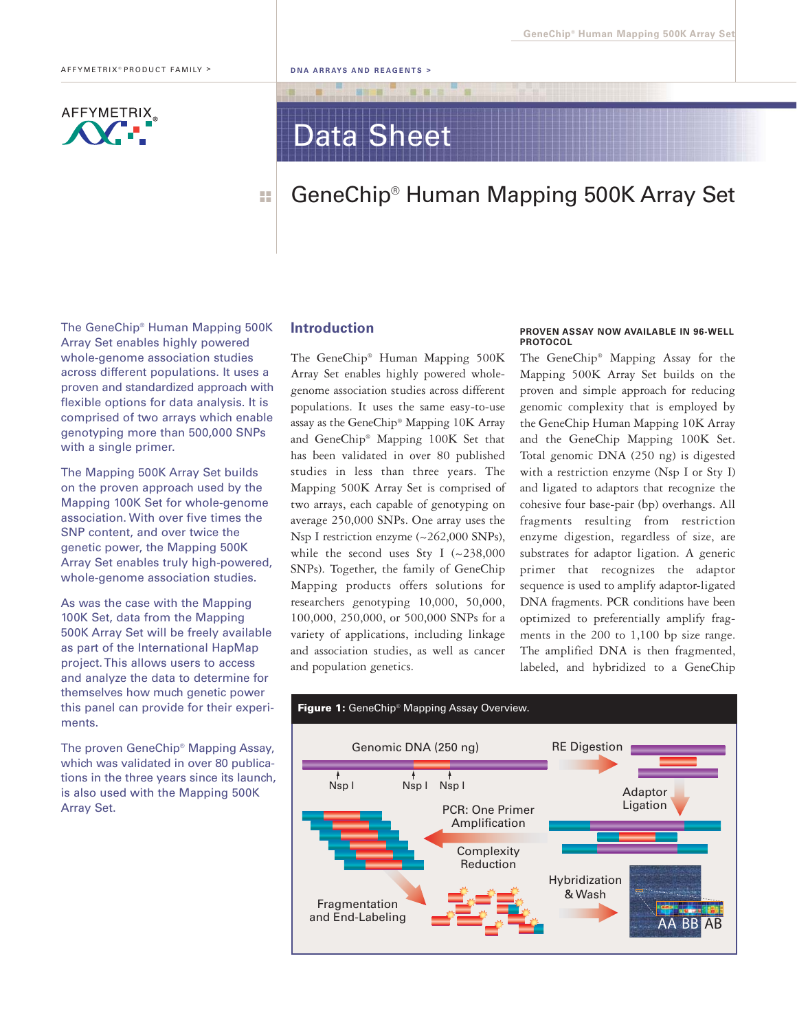AFFYMETRIX® PRODUCT FAMILY > DNA ARRAYS AND REAGENTS >

# Data Sheet

## GeneChip® Human Mapping 500K Array Set

The GeneChip® Human Mapping 500K Array Set enables highly powered whole-genome association studies across different populations. It uses a proven and standardized approach with flexible options for data analysis. It is comprised of two arrays which enable genotyping more than 500,000 SNPs with a single primer.

The Mapping 500K Array Set builds on the proven approach used by the Mapping 100K Set for whole-genome association. With over five times the SNP content, and over twice the genetic power, the Mapping 500K Array Set enables truly high-powered, whole-genome association studies.

As was the case with the Mapping 100K Set, data from the Mapping 500K Array Set will be freely available as part of the International HapMap project. This allows users to access and analyze the data to determine for themselves how much genetic power this panel can provide for their experiments.

The proven GeneChip® Mapping Assay, which was validated in over 80 publications in the three years since its launch, is also used with the Mapping 500K Array Set.

## Introduction

The GeneChip® Human Mapping 500K Array Set enables highly powered whole-genome association studies across different populations. It uses the same easy-to-use assay as the GeneChip® Mapping 10K Array and GeneChip® Mapping 100K Set that has been validated in over 80 published studies in less than three years. The Mapping 500K Array Set is comprised of two arrays, each capable of genotyping on average 250,000 SNPs. One array uses the Nsp I restriction enzyme (~262,000 SNPs), while the second uses Sty I (~238,000 SNPs). Together, the family of GeneChip Mapping products offers solutions for researchers genotyping 10,000, 50,000, 100,000, 250,000, or 500,000 SNPs for a variety of applications, including linkage and association studies, as well as cancer and population genetics.

### PROVEN ASSAY NOW AVAILABLE IN 96-WELL PROTOCOL

The GeneChip® Mapping Assay for the Mapping 500K Array Set builds on the proven and simple approach for reducing genomic complexity that is employed by the GeneChip Human Mapping 10K Array and the GeneChip Mapping 100K Set. Total genomic DNA (250 ng) is digested with a restriction enzyme (Nsp I or Sty I) and ligated to adaptors that recognize the cohesive four base-pair (bp) overhangs. All fragments resulting from restriction enzyme digestion, regardless of size, are substrates for adaptor ligation. A generic primer that recognizes the adaptor sequence is used to amplify adaptor-ligated DNA fragments. PCR conditions have been optimized to preferentially amplify fragments in the 200 to 1,100 bp size range. The amplified DNA is then fragmented, labeled, and hybridized to a GeneChip

**Figure 1:** GeneChip® Mapping Assay Overview.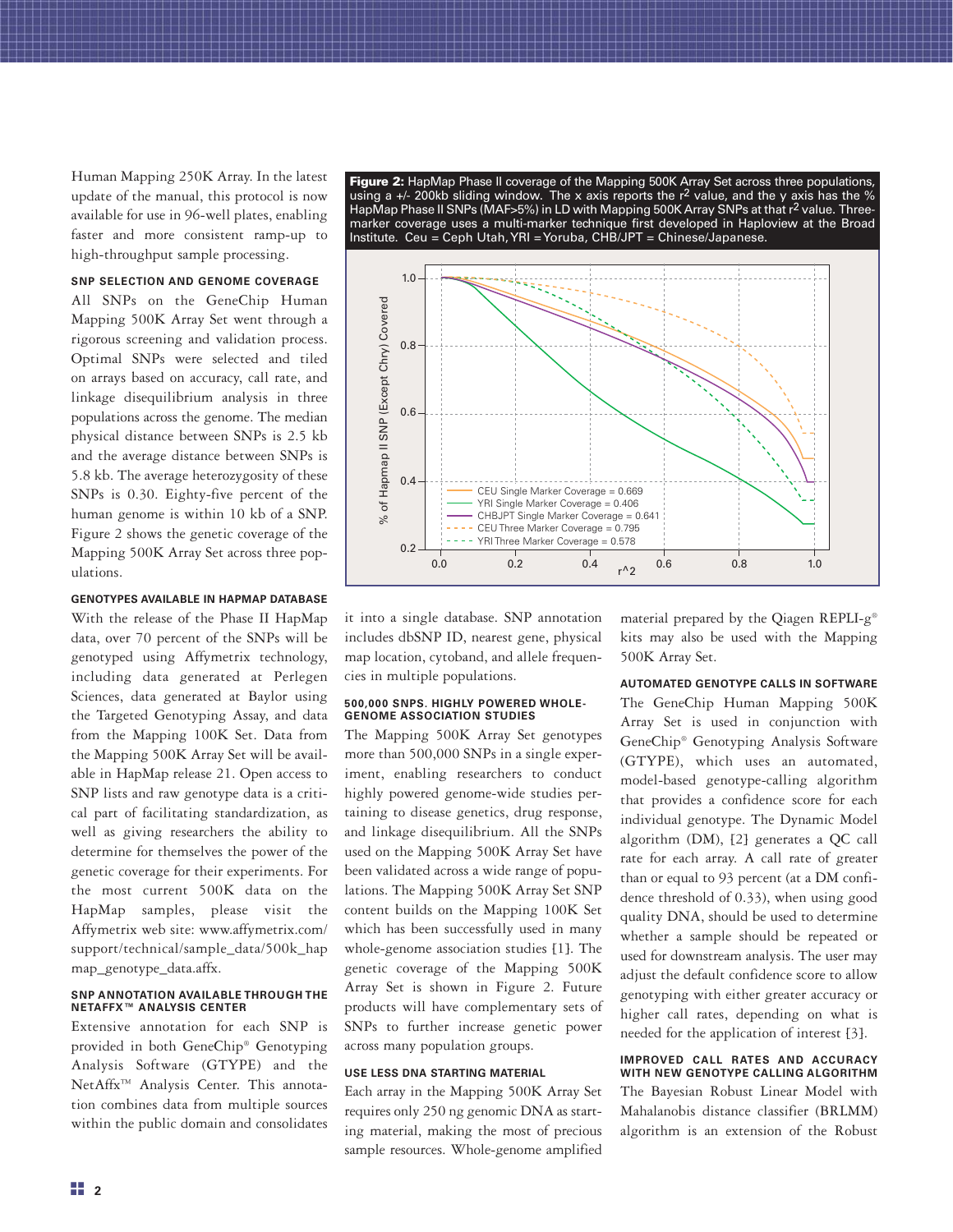Human Mapping 250K Array. In the latest update of the manual, this protocol is now available for use in 96-well plates, enabling faster and more consistent ramp-up to high-throughput sample processing.

#### SNP SELECTION AND GENOME COVERAGE

All SNPs on the GeneChip Human Mapping 500K Array Set went through a rigorous screening and validation process. Optimal SNPs were selected and tiled on arrays based on accuracy, call rate, and linkage disequilibrium analysis in three populations across the genome. The median physical distance between SNPs is 2.5 kb and the average distance between SNPs is 5.8 kb. The average heterozygosity of these SNPs is 0.30. Eighty-five percent of the human genome is within 10 kb of a SNP. Figure 2 shows the genetic coverage of the Mapping 500K Array Set across three populations.

**Figure 2:** HapMap Phase II coverage of the Mapping 500K Array Set across three populations, using a +/- 200kb sliding window. The x axis reports the $r^2$ value, and the y axis has the % HapMap Phase II SNPs (MAF>5%) in LD with Mapping 500K Array SNPs at that $r^2$ value. Three-marker coverage uses a multi-marker technique first developed in Haploview at the Broad Institute. Ceu = Ceph Utah, YRI = Yoruba, CHB/JPT = Chinese/Japanese.

#### GENOTYPES AVAILABLE IN HAPMAP DATABASE

With the release of the Phase II HapMap data, over 70 percent of the SNPs will be genotyped using Affymetrix technology, including data generated at Perlegen Sciences, data generated at Baylor using the Targeted Genotyping Assay, and data from the Mapping 100K Set. Data from the Mapping 500K Array Set will be available in HapMap release 21. Open access to SNP lists and raw genotype data is a critical part of facilitating standardization, as well as giving researchers the ability to determine for themselves the power of the genetic coverage for their experiments. For the most current 500K data on the HapMap samples, please visit the Affymetrix web site: www.affymetrix.com/support/technical/sample_data/500k_hapmap_genotype_data.affx.

#### SNP ANNOTATION AVAILABLE THROUGH THE NETAFFX™ ANALYSIS CENTER

Extensive annotation for each SNP is provided in both GeneChip® Genotyping Analysis Software (GTYPE) and the NetAffx™ Analysis Center. This annotation combines data from multiple sources within the public domain and consolidates it into a single database. SNP annotation includes dbSNP ID, nearest gene, physical map location, cytoband, and allele frequencies in multiple populations.

#### 500,000 SNPS. HIGHLY POWERED WHOLE-GENOME ASSOCIATION STUDIES

The Mapping 500K Array Set genotypes more than 500,000 SNPs in a single experiment, enabling researchers to conduct highly powered genome-wide studies pertaining to disease genetics, drug response, and linkage disequilibrium. All the SNPs used on the Mapping 500K Array Set have been validated across a wide range of populations. The Mapping 500K Array Set SNP content builds on the Mapping 100K Set which has been successfully used in many whole-genome association studies [1]. The genetic coverage of the Mapping 500K Array Set is shown in Figure 2. Future products will have complementary sets of SNPs to further increase genetic power across many population groups.

#### USE LESS DNA STARTING MATERIAL

Each array in the Mapping 500K Array Set requires only 250 ng genomic DNA as starting material, making the most of precious sample resources. Whole-genome amplified material prepared by the Qiagen REPLI-g® kits may also be used with the Mapping 500K Array Set.

#### AUTOMATED GENOTYPE CALLS IN SOFTWARE

The GeneChip Human Mapping 500K Array Set is used in conjunction with GeneChip® Genotyping Analysis Software (GTYPE), which uses an automated, model-based genotype-calling algorithm that provides a confidence score for each individual genotype. The Dynamic Model algorithm (DM), [2] generates a QC call rate for each array. A call rate of greater than or equal to 93 percent (at a DM confidence threshold of 0.33), when using good quality DNA, should be used to determine whether a sample should be repeated or used for downstream analysis. The user may adjust the default confidence score to allow genotyping with either greater accuracy or higher call rates, depending on what is needed for the application of interest [3].

#### IMPROVED CALL RATES AND ACCURACY WITH NEW GENOTYPE CALLING ALGORITHM

The Bayesian Robust Linear Model with Mahalanobis distance classifier (BRLMM) algorithm is an extension of the Robust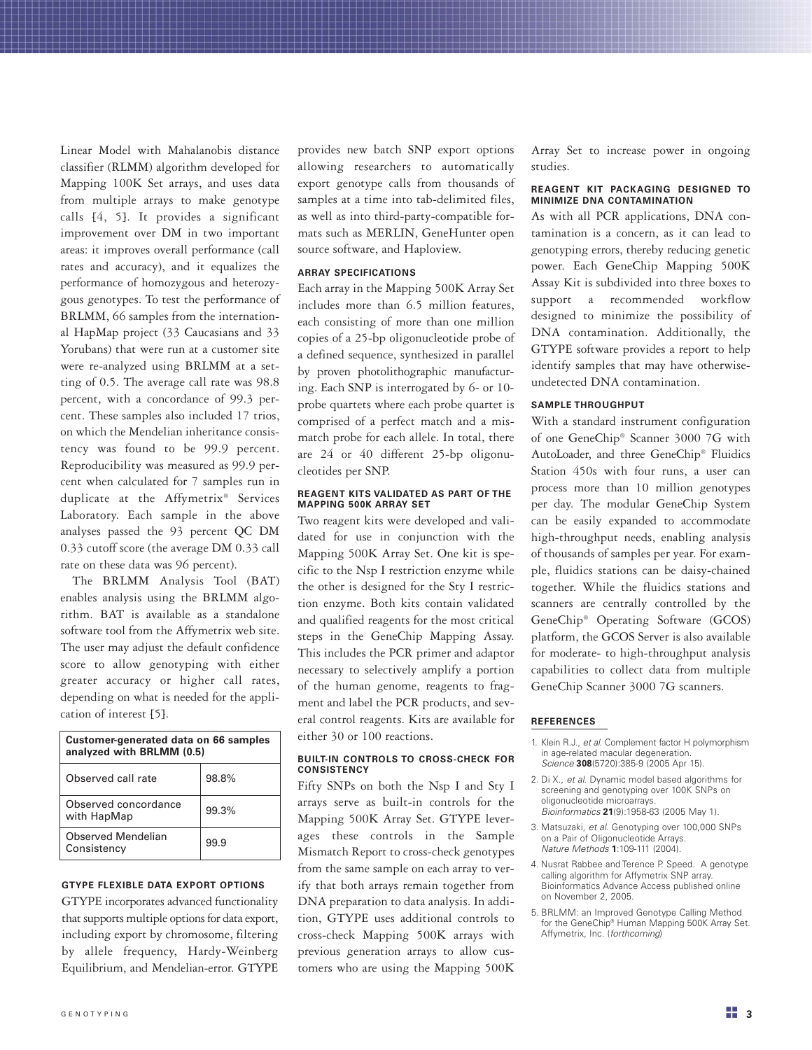Linear Model with Mahalanobis distance classifier (RLMM) algorithm developed for Mapping 100K Set arrays, and uses data from multiple arrays to make genotype calls [4, 5]. It provides a significant improvement over DM in two important areas: it improves overall performance (call rates and accuracy), and it equalizes the performance of homozygous and heterozygous genotypes. To test the performance of BRLMM, 66 samples from the international HapMap project (33 Caucasians and 33 Yorubans) that were run at a customer site were re-analyzed using BRLMM at a setting of 0.5. The average call rate was 98.8 percent, with a concordance of 99.3 percent. These samples also included 17 trios, on which the Mendelian inheritance consistency was found to be 99.9 percent. Reproducibility was measured as 99.9 percent when calculated for 7 samples run in duplicate at the Affymetrix® Services Laboratory. Each sample in the above analyses passed the 93 percent QC DM 0.33 cutoff score (the average DM 0.33 call rate on these data was 96 percent).

The BRLMM Analysis Tool (BAT) enables analysis using the BRLMM algorithm. BAT is available as a standalone software tool from the Affymetrix web site. The user may adjust the default confidence score to allow genotyping with either greater accuracy or higher call rates, depending on what is needed for the application of interest [5].

| Customer-generated data on 66 samples analyzed with BRLMM (0.5) | |
|---|---|
| Observed call rate | 98.8% |
| Observed concordance with HapMap | 99.3% |
| Observed Mendelian Consistency | 99.9 |

### GTYPE FLEXIBLE DATA EXPORT OPTIONS

GTYPE incorporates advanced functionality that supports multiple options for data export, including export by chromosome, filtering by allele frequency, Hardy-Weinberg Equilibrium, and Mendelian-error. GTYPE provides new batch SNP export options allowing researchers to automatically export genotype calls from thousands of samples at a time into tab-delimited files, as well as into third-party-compatible formats such as MERLIN, GeneHunter open source software, and Haploview.

### ARRAY SPECIFICATIONS

Each array in the Mapping 500K Array Set includes more than 6.5 million features, each consisting of more than one million copies of a 25-bp oligonucleotide probe of a defined sequence, synthesized in parallel by proven photolithographic manufacturing. Each SNP is interrogated by 6- or 10-probe quartets where each probe quartet is comprised of a perfect match and a mismatch probe for each allele. In total, there are 24 or 40 different 25-bp oligonucleotides per SNP.

### REAGENT KITS VALIDATED AS PART OF THE MAPPING 500K ARRAY SET

Two reagent kits were developed and validated for use in conjunction with the Mapping 500K Array Set. One kit is specific to the Nsp I restriction enzyme while the other is designed for the Sty I restriction enzyme. Both kits contain validated and qualified reagents for the most critical steps in the GeneChip Mapping Assay. This includes the PCR primer and adaptor necessary to selectively amplify a portion of the human genome, reagents to fragment and label the PCR products, and several control reagents. Kits are available for either 30 or 100 reactions.

### BUILT-IN CONTROLS TO CROSS-CHECK FOR CONSISTENCY

Fifty SNPs on both the Nsp I and Sty I arrays serve as built-in controls for the Mapping 500K Array Set. GTYPE leverages these controls in the Sample Mismatch Report to cross-check genotypes from the same sample on each array to verify that both arrays remain together from DNA preparation to data analysis. In addition, GTYPE uses additional controls to cross-check Mapping 500K arrays with previous generation arrays to allow customers who are using the Mapping 500K Array Set to increase power in ongoing studies.

### REAGENT KIT PACKAGING DESIGNED TO MINIMIZE DNA CONTAMINATION

As with all PCR applications, DNA contamination is a concern, as it can lead to genotyping errors, thereby reducing genetic power. Each GeneChip Mapping 500K Assay Kit is subdivided into three boxes to support a recommended workflow designed to minimize the possibility of DNA contamination. Additionally, the GTYPE software provides a report to help identify samples that may have otherwise-undetected DNA contamination.

### SAMPLE THROUGHPUT

With a standard instrument configuration of one GeneChip® Scanner 3000 7G with AutoLoader, and three GeneChip® Fluidics Station 450s with four runs, a user can process more than 10 million genotypes per day. The modular GeneChip System can be easily expanded to accommodate high-throughput needs, enabling analysis of thousands of samples per year. For example, fluidics stations can be daisy-chained together. While the fluidics stations and scanners are centrally controlled by the GeneChip® Operating Software (GCOS) platform, the GCOS Server is also available for moderate- to high-throughput analysis capabilities to collect data from multiple GeneChip Scanner 3000 7G scanners.

### REFERENCES

1. Klein R.J., *et al.* Complement factor H polymorphism in age-related macular degeneration. *Science* **308**(5720):385-9 (2005 Apr 15).
2. Di X., *et al.* Dynamic model based algorithms for screening and genotyping over 100K SNPs on oligonucleotide microarrays. *Bioinformatics* **21**(9):1958-63 (2005 May 1).
3. Matsuzaki, *et al.* Genotyping over 100,000 SNPs on a Pair of Oligonucleotide Arrays. *Nature Methods* **1**:109-111 (2004).
4. Nusrat Rabbee and Terence P. Speed. A genotype calling algorithm for Affymetrix SNP array. Bioinformatics Advance Access published online on November 2, 2005.
5. BRLMM: an Improved Genotype Calling Method for the GeneChip® Human Mapping 500K Array Set. Affymetrix, Inc. (*forthcoming*)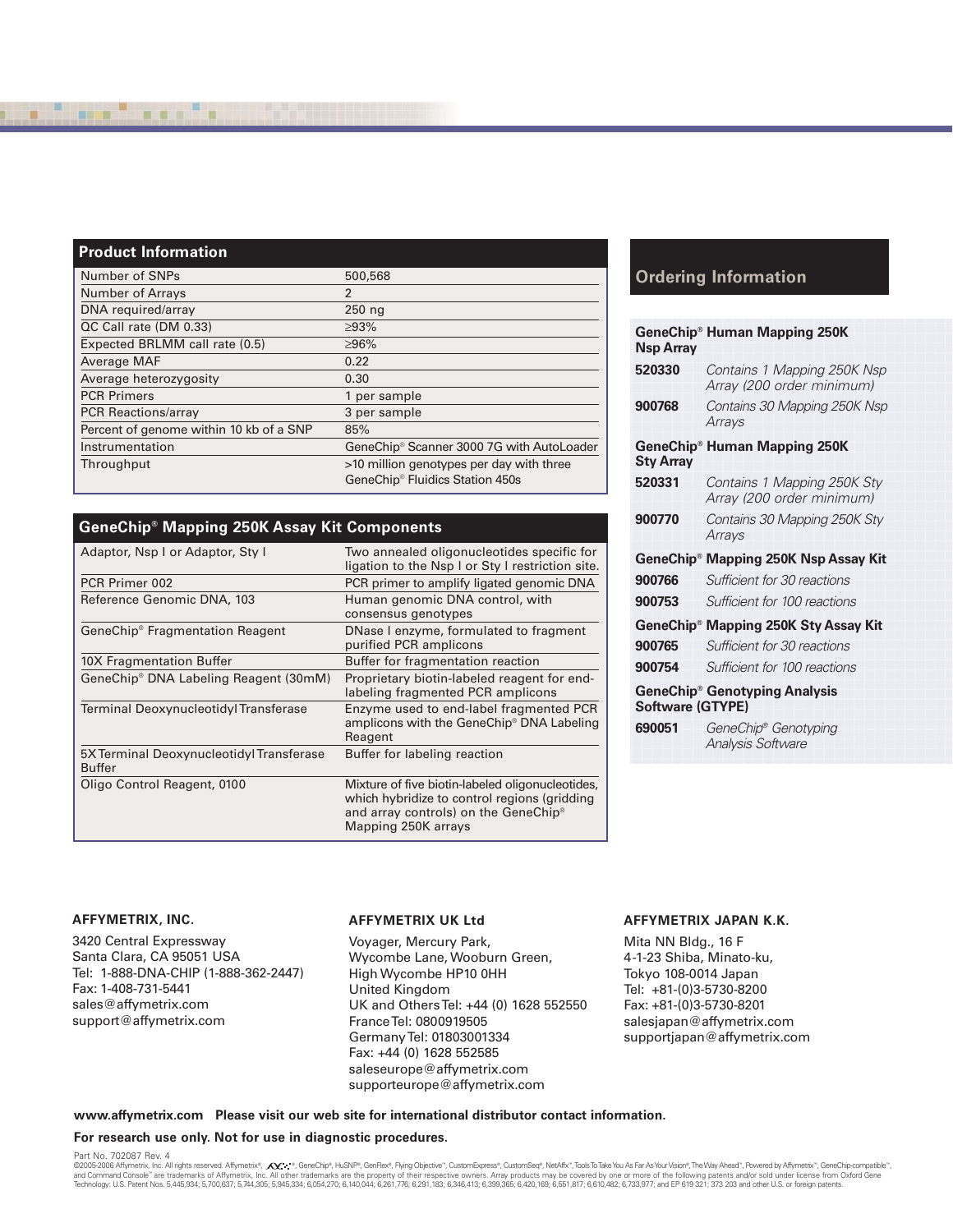## Product Information

| | |
|---|---|
| Number of SNPs | 500,568 |
| Number of Arrays | 2 |
| DNA required/array | 250 ng |
| QC Call rate (DM 0.33) | ≥93% |
| Expected BRLMM call rate (0.5) | ≥96% |
| Average MAF | 0.22 |
| Average heterozygosity | 0.30 |
| PCR Primers | 1 per sample |
| PCR Reactions/array | 3 per sample |
| Percent of genome within 10 kb of a SNP | 85% |
| Instrumentation | GeneChip® Scanner 3000 7G with AutoLoader |
| Throughput | >10 million genotypes per day with three GeneChip® Fluidics Station 450s |

## GeneChip® Mapping 250K Assay Kit Components

| | |
|---|---|
| Adaptor, Nsp I or Adaptor, Sty I | Two annealed oligonucleotides specific for ligation to the Nsp I or Sty I restriction site. |
| PCR Primer 002 | PCR primer to amplify ligated genomic DNA |
| Reference Genomic DNA, 103 | Human genomic DNA control, with consensus genotypes |
| GeneChip® Fragmentation Reagent | DNase I enzyme, formulated to fragment purified PCR amplicons |
| 10X Fragmentation Buffer | Buffer for fragmentation reaction |
| GeneChip® DNA Labeling Reagent (30mM) | Proprietary biotin-labeled reagent for end-labeling fragmented PCR amplicons |
| Terminal Deoxynucleotidyl Transferase | Enzyme used to end-label fragmented PCR amplicons with the GeneChip® DNA Labeling Reagent |
| 5X Terminal Deoxynucleotidyl Transferase Buffer | Buffer for labeling reaction |
| Oligo Control Reagent, 0100 | Mixture of five biotin-labeled oligonucleotides, which hybridize to control regions (gridding and array controls) on the GeneChip® Mapping 250K arrays |

## Ordering Information

**GeneChip® Human Mapping 250K Nsp Array**

| | |
|---|---|
| **520330** | *Contains 1 Mapping 250K Nsp Array (200 order minimum)* |
| **900768** | *Contains 30 Mapping 250K Nsp Arrays* |

**GeneChip® Human Mapping 250K Sty Array**

| | |
|---|---|
| **520331** | *Contains 1 Mapping 250K Sty Array (200 order minimum)* |
| **900770** | *Contains 30 Mapping 250K Sty Arrays* |

**GeneChip® Mapping 250K Nsp Assay Kit**

| | |
|---|---|
| **900766** | *Sufficient for 30 reactions* |
| **900753** | *Sufficient for 100 reactions* |

**GeneChip® Mapping 250K Sty Assay Kit**

| | |
|---|---|
| **900765** | *Sufficient for 30 reactions* |
| **900754** | *Sufficient for 100 reactions* |

**GeneChip® Genotyping Analysis Software (GTYPE)**

| | |
|---|---|
| **690051** | *GeneChip® Genotyping Analysis Software* |

**AFFYMETRIX, INC.**
3420 Central Expressway
Santa Clara, CA 95051 USA
Tel: 1-888-DNA-CHIP (1-888-362-2447)
Fax: 1-408-731-5441
sales@affymetrix.com
support@affymetrix.com

**AFFYMETRIX UK Ltd**
Voyager, Mercury Park,
Wycombe Lane, Wooburn Green,
High Wycombe HP10 0HH
United Kingdom
UK and Others Tel: +44 (0) 1628 552550
France Tel: 0800919505
Germany Tel: 01803001334
Fax: +44 (0) 1628 552585
saleseurope@affymetrix.com
supporteurope@affymetrix.com

**AFFYMETRIX JAPAN K.K.**
Mita NN Bldg., 16 F
4-1-23 Shiba, Minato-ku,
Tokyo 108-0014 Japan
Tel: +81-(0)3-5730-8200
Fax: +81-(0)3-5730-8201
salesjapan@affymetrix.com
supportjapan@affymetrix.com

**www.affymetrix.com Please visit our web site for international distributor contact information.**

**For research use only. Not for use in diagnostic procedures.**

Part No. 702087 Rev. 4
©2005-2006 Affymetrix, Inc. All rights reserved. Affymetrix®, ®, GeneChip®, HuSNP®, GenFlex®, Flying Objective™, CustomExpress®, CustomSeq®, NetAffx™, Tools To Take You As Far As Your Vision®, The Way Ahead™, Powered by Affymetrix™, GeneChip-compatible™, and Command Console™ are trademarks of Affymetrix, Inc. All other trademarks are the property of their respective owners. Array products may be covered by one or more of the following patents and/or sold under license from Oxford Gene Technology: U.S. Patent Nos. 5,445,934; 5,700,637; 5,744,305; 5,945,334; 6,054,270; 6,140,044; 6,261,776; 6,291,183; 6,346,413; 6,399,365; 6,420,169; 6,551,817; 6,610,482; 6,733,977; and EP 619 321; 373 203 and other U.S. or foreign patents.